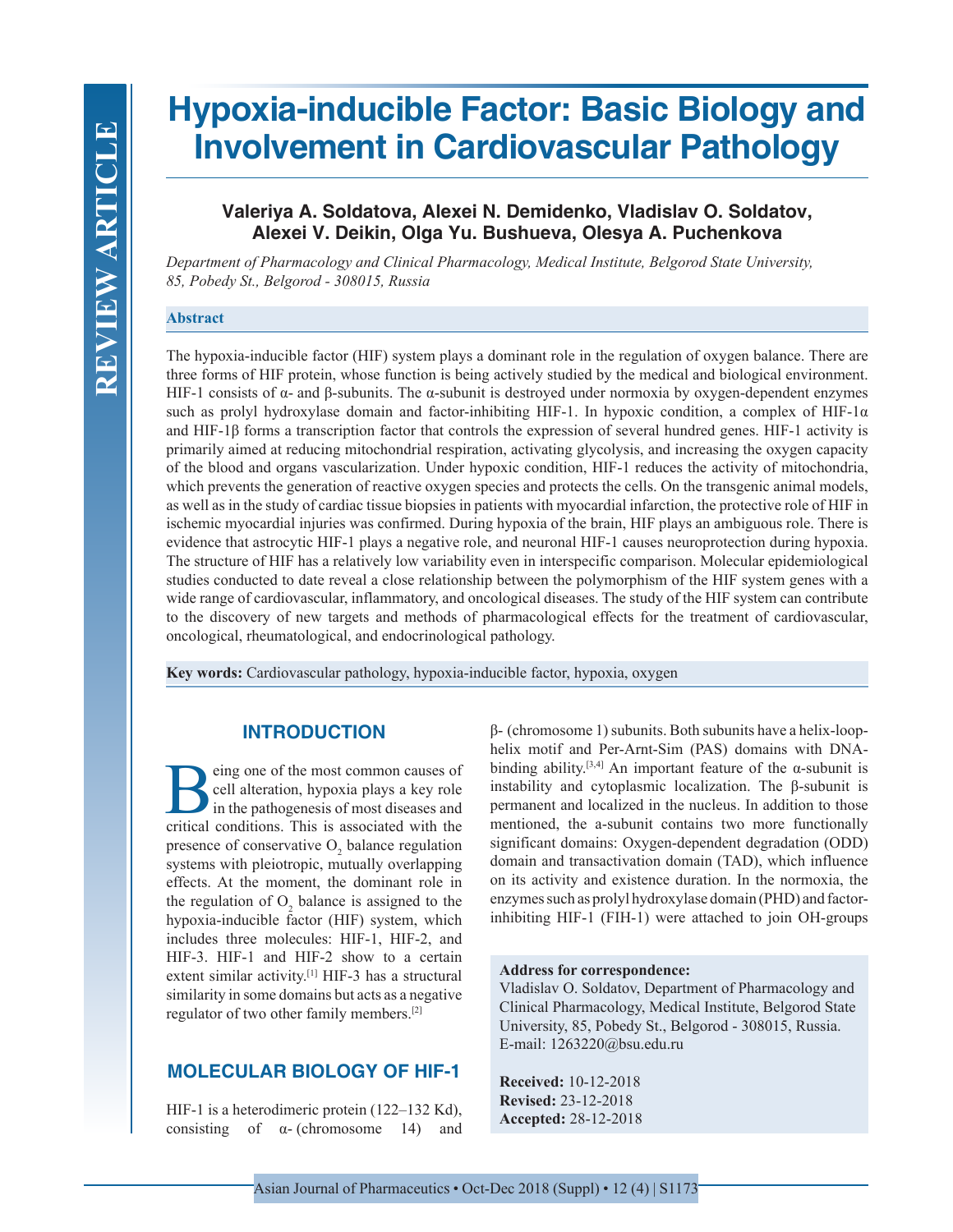REVIEW ARTICLE

# Hypoxia-inducible Factor: Basic Biology and Involvement in Cardiovascular Pathology

**Valeriya A. Soldatova, Alexei N. Demidenko, Vladislav O. Soldatov, Alexei V. Deikin, Olga Yu. Bushueva, Olesya A. Puchenkova**

*Department of Pharmacology and Clinical Pharmacology, Medical Institute, Belgorod State University, 85, Pobedy St., Belgorod - 308015, Russia*

## Abstract

The hypoxia-inducible factor (HIF) system plays a dominant role in the regulation of oxygen balance. There are three forms of HIF protein, whose function is being actively studied by the medical and biological environment. HIF-1 consists of α- and β-subunits. The α-subunit is destroyed under normoxia by oxygen-dependent enzymes such as prolyl hydroxylase domain and factor-inhibiting HIF-1. In hypoxic condition, a complex of HIF-1α and HIF-1β forms a transcription factor that controls the expression of several hundred genes. HIF-1 activity is primarily aimed at reducing mitochondrial respiration, activating glycolysis, and increasing the oxygen capacity of the blood and organs vascularization. Under hypoxic condition, HIF-1 reduces the activity of mitochondria, which prevents the generation of reactive oxygen species and protects the cells. On the transgenic animal models, as well as in the study of cardiac tissue biopsies in patients with myocardial infarction, the protective role of HIF in ischemic myocardial injuries was confirmed. During hypoxia of the brain, HIF plays an ambiguous role. There is evidence that astrocytic HIF-1 plays a negative role, and neuronal HIF-1 causes neuroprotection during hypoxia. The structure of HIF has a relatively low variability even in interspecific comparison. Molecular epidemiological studies conducted to date reveal a close relationship between the polymorphism of the HIF system genes with a wide range of cardiovascular, inflammatory, and oncological diseases. The study of the HIF system can contribute to the discovery of new targets and methods of pharmacological effects for the treatment of cardiovascular, oncological, rheumatological, and endocrinological pathology.

**Key words:** Cardiovascular pathology, hypoxia-inducible factor, hypoxia, oxygen

## INTRODUCTION

Being one of the most common causes of cell alteration, hypoxia plays a key role in the pathogenesis of most diseases and critical conditions. This is associated with the presence of conservative $O_2$ balance regulation systems with pleiotropic, mutually overlapping effects. At the moment, the dominant role in the regulation of $O_2$ balance is assigned to the hypoxia-inducible factor (HIF) system, which includes three molecules: HIF-1, HIF-2, and HIF-3. HIF-1 and HIF-2 show to a certain extent similar activity.[1] HIF-3 has a structural similarity in some domains but acts as a negative regulator of two other family members.[2]

## MOLECULAR BIOLOGY OF HIF-1

HIF-1 is a heterodimeric protein (122–132 Kd), consisting of α- (chromosome 14) and β- (chromosome 1) subunits. Both subunits have a helix-loop-helix motif and Per-Arnt-Sim (PAS) domains with DNA-binding ability.[3,4] An important feature of the α-subunit is instability and cytoplasmic localization. The β-subunit is permanent and localized in the nucleus. In addition to those mentioned, the a-subunit contains two more functionally significant domains: Oxygen-dependent degradation (ODD) domain and transactivation domain (TAD), which influence on its activity and existence duration. In the normoxia, the enzymes such as prolyl hydroxylase domain (PHD) and factor-inhibiting HIF-1 (FIH-1) were attached to join OH-groups

**Address for correspondence:**
Vladislav O. Soldatov, Department of Pharmacology and Clinical Pharmacology, Medical Institute, Belgorod State University, 85, Pobedy St., Belgorod - 308015, Russia.
E-mail: 1263220@bsu.edu.ru

**Received:** 10-12-2018
**Revised:** 23-12-2018
**Accepted:** 28-12-2018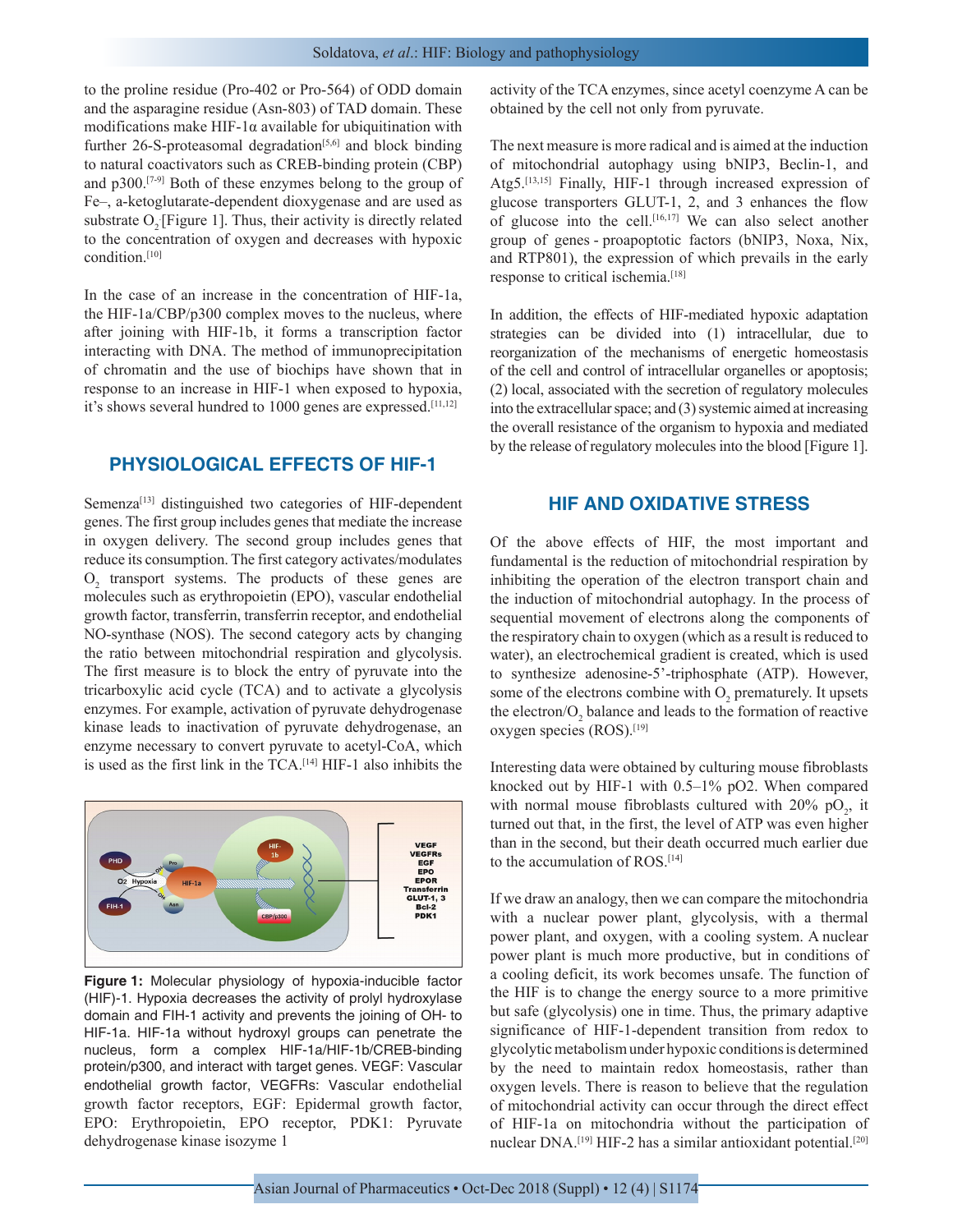to the proline residue (Pro-402 or Pro-564) of ODD domain and the asparagine residue (Asn-803) of TAD domain. These modifications make HIF-1α available for ubiquitination with further 26-S-proteasomal degradation[5,6] and block binding to natural coactivators such as CREB-binding protein (CBP) and p300.[7-9] Both of these enzymes belong to the group of Fe–, a-ketoglutarate-dependent dioxygenase and are used as substrate $O_2$ [Figure 1]. Thus, their activity is directly related to the concentration of oxygen and decreases with hypoxic condition.[10]

In the case of an increase in the concentration of HIF-1a, the HIF-1a/CBP/p300 complex moves to the nucleus, where after joining with HIF-1b, it forms a transcription factor interacting with DNA. The method of immunoprecipitation of chromatin and the use of biochips have shown that in response to an increase in HIF-1 when exposed to hypoxia, it's shows several hundred to 1000 genes are expressed.[11,12]

## PHYSIOLOGICAL EFFECTS OF HIF-1

Semenza[13] distinguished two categories of HIF-dependent genes. The first group includes genes that mediate the increase in oxygen delivery. The second group includes genes that reduce its consumption. The first category activates/modulates $O_2$ transport systems. The products of these genes are molecules such as erythropoietin (EPO), vascular endothelial growth factor, transferrin, transferrin receptor, and endothelial NO-synthase (NOS). The second category acts by changing the ratio between mitochondrial respiration and glycolysis. The first measure is to block the entry of pyruvate into the tricarboxylic acid cycle (TCA) and to activate a glycolysis enzymes. For example, activation of pyruvate dehydrogenase kinase leads to inactivation of pyruvate dehydrogenase, an enzyme necessary to convert pyruvate to acetyl-CoA, which is used as the first link in the TCA.[14] HIF-1 also inhibits the activity of the TCA enzymes, since acetyl coenzyme A can be obtained by the cell not only from pyruvate.

Figure 1: Molecular physiology of hypoxia-inducible factor (HIF)-1. Hypoxia decreases the activity of prolyl hydroxylase domain and FIH-1 activity and prevents the joining of OH- to HIF-1a. HIF-1a without hydroxyl groups can penetrate the nucleus, form a complex HIF-1a/HIF-1b/CREB-binding protein/p300, and interact with target genes. VEGF: Vascular endothelial growth factor, VEGFRs: Vascular endothelial growth factor receptors, EGF: Epidermal growth factor, EPO: Erythropoietin, EPO receptor, PDK1: Pyruvate dehydrogenase kinase isozyme 1

The next measure is more radical and is aimed at the induction of mitochondrial autophagy using bNIP3, Beclin-1, and Atg5.[13,15] Finally, HIF-1 through increased expression of glucose transporters GLUT-1, 2, and 3 enhances the flow of glucose into the cell.[16,17] We can also select another group of genes - proapoptotic factors (bNIP3, Noxa, Nix, and RTP801), the expression of which prevails in the early response to critical ischemia.[18]

In addition, the effects of HIF-mediated hypoxic adaptation strategies can be divided into (1) intracellular, due to reorganization of the mechanisms of energetic homeostasis of the cell and control of intracellular organelles or apoptosis; (2) local, associated with the secretion of regulatory molecules into the extracellular space; and (3) systemic aimed at increasing the overall resistance of the organism to hypoxia and mediated by the release of regulatory molecules into the blood [Figure 1].

## HIF AND OXIDATIVE STRESS

Of the above effects of HIF, the most important and fundamental is the reduction of mitochondrial respiration by inhibiting the operation of the electron transport chain and the induction of mitochondrial autophagy. In the process of sequential movement of electrons along the components of the respiratory chain to oxygen (which as a result is reduced to water), an electrochemical gradient is created, which is used to synthesize adenosine-5'-triphosphate (ATP). However, some of the electrons combine with $O_2$ prematurely. It upsets the electron/$O_2$ balance and leads to the formation of reactive oxygen species (ROS).[19]

Interesting data were obtained by culturing mouse fibroblasts knocked out by HIF-1 with 0.5–1% pO2. When compared with normal mouse fibroblasts cultured with 20% $pO_2$, it turned out that, in the first, the level of ATP was even higher than in the second, but their death occurred much earlier due to the accumulation of ROS.[14]

If we draw an analogy, then we can compare the mitochondria with a nuclear power plant, glycolysis, with a thermal power plant, and oxygen, with a cooling system. A nuclear power plant is much more productive, but in conditions of a cooling deficit, its work becomes unsafe. The function of the HIF is to change the energy source to a more primitive but safe (glycolysis) one in time. Thus, the primary adaptive significance of HIF-1-dependent transition from redox to glycolytic metabolism under hypoxic conditions is determined by the need to maintain redox homeostasis, rather than oxygen levels. There is reason to believe that the regulation of mitochondrial activity can occur through the direct effect of HIF-1a on mitochondria without the participation of nuclear DNA.[19] HIF-2 has a similar antioxidant potential.[20]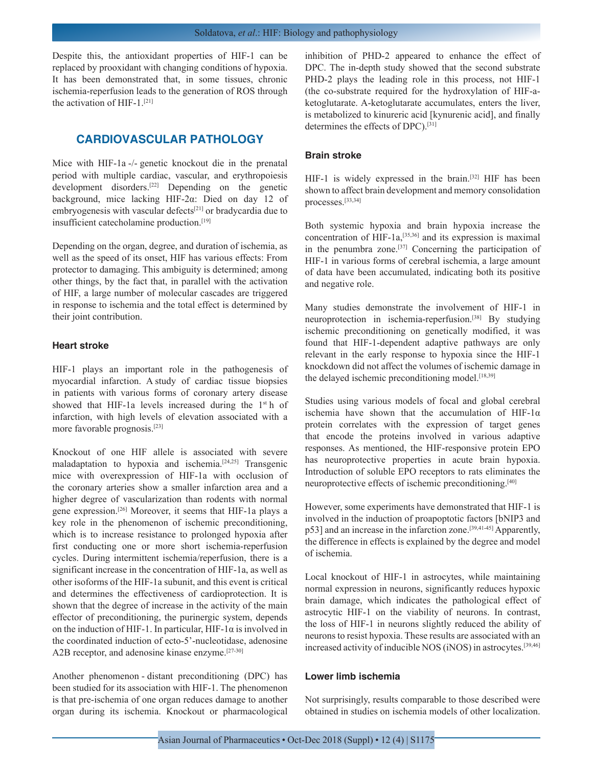Despite this, the antioxidant properties of HIF-1 can be replaced by prooxidant with changing conditions of hypoxia. It has been demonstrated that, in some tissues, chronic ischemia-reperfusion leads to the generation of ROS through the activation of HIF-1.[21]

## CARDIOVASCULAR PATHOLOGY

Mice with HIF-1a -/- genetic knockout die in the prenatal period with multiple cardiac, vascular, and erythropoiesis development disorders.[22] Depending on the genetic background, mice lacking HIF-2α: Died on day 12 of embryogenesis with vascular defects[21] or bradycardia due to insufficient catecholamine production.[19]

Depending on the organ, degree, and duration of ischemia, as well as the speed of its onset, HIF has various effects: From protector to damaging. This ambiguity is determined; among other things, by the fact that, in parallel with the activation of HIF, a large number of molecular cascades are triggered in response to ischemia and the total effect is determined by their joint contribution.

### Heart stroke

HIF-1 plays an important role in the pathogenesis of myocardial infarction. A study of cardiac tissue biopsies in patients with various forms of coronary artery disease showed that HIF-1a levels increased during the 1st h of infarction, with high levels of elevation associated with a more favorable prognosis.[23]

Knockout of one HIF allele is associated with severe maladaptation to hypoxia and ischemia.[24,25] Transgenic mice with overexpression of HIF-1a with occlusion of the coronary arteries show a smaller infarction area and a higher degree of vascularization than rodents with normal gene expression.[26] Moreover, it seems that HIF-1a plays a key role in the phenomenon of ischemic preconditioning, which is to increase resistance to prolonged hypoxia after first conducting one or more short ischemia-reperfusion cycles. During intermittent ischemia/reperfusion, there is a significant increase in the concentration of HIF-1a, as well as other isoforms of the HIF-1a subunit, and this event is critical and determines the effectiveness of cardioprotection. It is shown that the degree of increase in the activity of the main effector of preconditioning, the purinergic system, depends on the induction of HIF-1. In particular, HIF-1α is involved in the coordinated induction of ecto-5'-nucleotidase, adenosine A2B receptor, and adenosine kinase enzyme.[27-30]

Another phenomenon - distant preconditioning (DPC) has been studied for its association with HIF-1. The phenomenon is that pre-ischemia of one organ reduces damage to another organ during its ischemia. Knockout or pharmacological inhibition of PHD-2 appeared to enhance the effect of DPC. The in-depth study showed that the second substrate PHD-2 plays the leading role in this process, not HIF-1 (the co-substrate required for the hydroxylation of HIF-a-ketoglutarate. A-ketoglutarate accumulates, enters the liver, is metabolized to kinureric acid [kynurenic acid], and finally determines the effects of DPC).[31]

### Brain stroke

HIF-1 is widely expressed in the brain.[32] HIF has been shown to affect brain development and memory consolidation processes.[33,34]

Both systemic hypoxia and brain hypoxia increase the concentration of HIF-1a,[35,36] and its expression is maximal in the penumbra zone.[37] Concerning the participation of HIF-1 in various forms of cerebral ischemia, a large amount of data have been accumulated, indicating both its positive and negative role.

Many studies demonstrate the involvement of HIF-1 in neuroprotection in ischemia-reperfusion.[38] By studying ischemic preconditioning on genetically modified, it was found that HIF-1-dependent adaptive pathways are only relevant in the early response to hypoxia since the HIF-1 knockdown did not affect the volumes of ischemic damage in the delayed ischemic preconditioning model.[18,39]

Studies using various models of focal and global cerebral ischemia have shown that the accumulation of HIF-1α protein correlates with the expression of target genes that encode the proteins involved in various adaptive responses. As mentioned, the HIF-responsive protein EPO has neuroprotective properties in acute brain hypoxia. Introduction of soluble EPO receptors to rats eliminates the neuroprotective effects of ischemic preconditioning.[40]

However, some experiments have demonstrated that HIF-1 is involved in the induction of proapoptotic factors [bNIP3 and p53] and an increase in the infarction zone.[39,41-45] Apparently, the difference in effects is explained by the degree and model of ischemia.

Local knockout of HIF-1 in astrocytes, while maintaining normal expression in neurons, significantly reduces hypoxic brain damage, which indicates the pathological effect of astrocytic HIF-1 on the viability of neurons. In contrast, the loss of HIF-1 in neurons slightly reduced the ability of neurons to resist hypoxia. These results are associated with an increased activity of inducible NOS (iNOS) in astrocytes.[39,46]

### Lower limb ischemia

Not surprisingly, results comparable to those described were obtained in studies on ischemia models of other localization.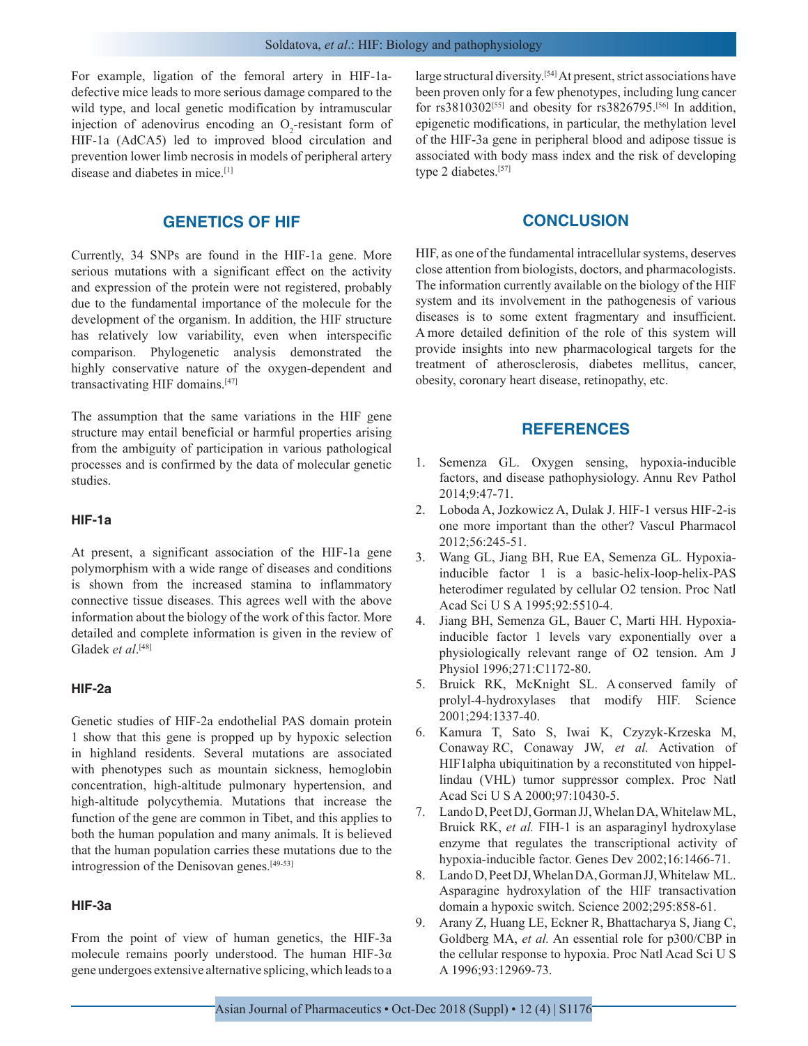For example, ligation of the femoral artery in HIF-1a-defective mice leads to more serious damage compared to the wild type, and local genetic modification by intramuscular injection of adenovirus encoding an $O_2$-resistant form of HIF-1a (AdCA5) led to improved blood circulation and prevention lower limb necrosis in models of peripheral artery disease and diabetes in mice.[1]

## GENETICS OF HIF

Currently, 34 SNPs are found in the HIF-1a gene. More serious mutations with a significant effect on the activity and expression of the protein were not registered, probably due to the fundamental importance of the molecule for the development of the organism. In addition, the HIF structure has relatively low variability, even when interspecific comparison. Phylogenetic analysis demonstrated the highly conservative nature of the oxygen-dependent and transactivating HIF domains.[47]

The assumption that the same variations in the HIF gene structure may entail beneficial or harmful properties arising from the ambiguity of participation in various pathological processes and is confirmed by the data of molecular genetic studies.

### HIF-1a

At present, a significant association of the HIF-1a gene polymorphism with a wide range of diseases and conditions is shown from the increased stamina to inflammatory connective tissue diseases. This agrees well with the above information about the biology of the work of this factor. More detailed and complete information is given in the review of Gladek *et al*.[48]

### HIF-2a

Genetic studies of HIF-2a endothelial PAS domain protein 1 show that this gene is propped up by hypoxic selection in highland residents. Several mutations are associated with phenotypes such as mountain sickness, hemoglobin concentration, high-altitude pulmonary hypertension, and high-altitude polycythemia. Mutations that increase the function of the gene are common in Tibet, and this applies to both the human population and many animals. It is believed that the human population carries these mutations due to the introgression of the Denisovan genes.[49-53]

### HIF-3a

From the point of view of human genetics, the HIF-3a molecule remains poorly understood. The human HIF-3α gene undergoes extensive alternative splicing, which leads to a large structural diversity.[54] At present, strict associations have been proven only for a few phenotypes, including lung cancer for rs3810302[55] and obesity for rs3826795.[56] In addition, epigenetic modifications, in particular, the methylation level of the HIF-3a gene in peripheral blood and adipose tissue is associated with body mass index and the risk of developing type 2 diabetes.[57]

## CONCLUSION

HIF, as one of the fundamental intracellular systems, deserves close attention from biologists, doctors, and pharmacologists. The information currently available on the biology of the HIF system and its involvement in the pathogenesis of various diseases is to some extent fragmentary and insufficient. A more detailed definition of the role of this system will provide insights into new pharmacological targets for the treatment of atherosclerosis, diabetes mellitus, cancer, obesity, coronary heart disease, retinopathy, etc.

## REFERENCES

1. Semenza GL. Oxygen sensing, hypoxia-inducible factors, and disease pathophysiology. Annu Rev Pathol 2014;9:47-71.
2. Loboda A, Jozkowicz A, Dulak J. HIF-1 versus HIF-2-is one more important than the other? Vascul Pharmacol 2012;56:245-51.
3. Wang GL, Jiang BH, Rue EA, Semenza GL. Hypoxia-inducible factor 1 is a basic-helix-loop-helix-PAS heterodimer regulated by cellular O2 tension. Proc Natl Acad Sci U S A 1995;92:5510-4.
4. Jiang BH, Semenza GL, Bauer C, Marti HH. Hypoxia-inducible factor 1 levels vary exponentially over a physiologically relevant range of O2 tension. Am J Physiol 1996;271:C1172-80.
5. Bruick RK, McKnight SL. A conserved family of prolyl-4-hydroxylases that modify HIF. Science 2001;294:1337-40.
6. Kamura T, Sato S, Iwai K, Czyzyk-Krzeska M, Conaway RC, Conaway JW, *et al.* Activation of HIF1alpha ubiquitination by a reconstituted von hippel-lindau (VHL) tumor suppressor complex. Proc Natl Acad Sci U S A 2000;97:10430-5.
7. Lando D, Peet DJ, Gorman JJ, Whelan DA, Whitelaw ML, Bruick RK, *et al.* FIH-1 is an asparaginyl hydroxylase enzyme that regulates the transcriptional activity of hypoxia-inducible factor. Genes Dev 2002;16:1466-71.
8. Lando D, Peet DJ, Whelan DA, Gorman JJ, Whitelaw ML. Asparagine hydroxylation of the HIF transactivation domain a hypoxic switch. Science 2002;295:858-61.
9. Arany Z, Huang LE, Eckner R, Bhattacharya S, Jiang C, Goldberg MA, *et al.* An essential role for p300/CBP in the cellular response to hypoxia. Proc Natl Acad Sci U S A 1996;93:12969-73.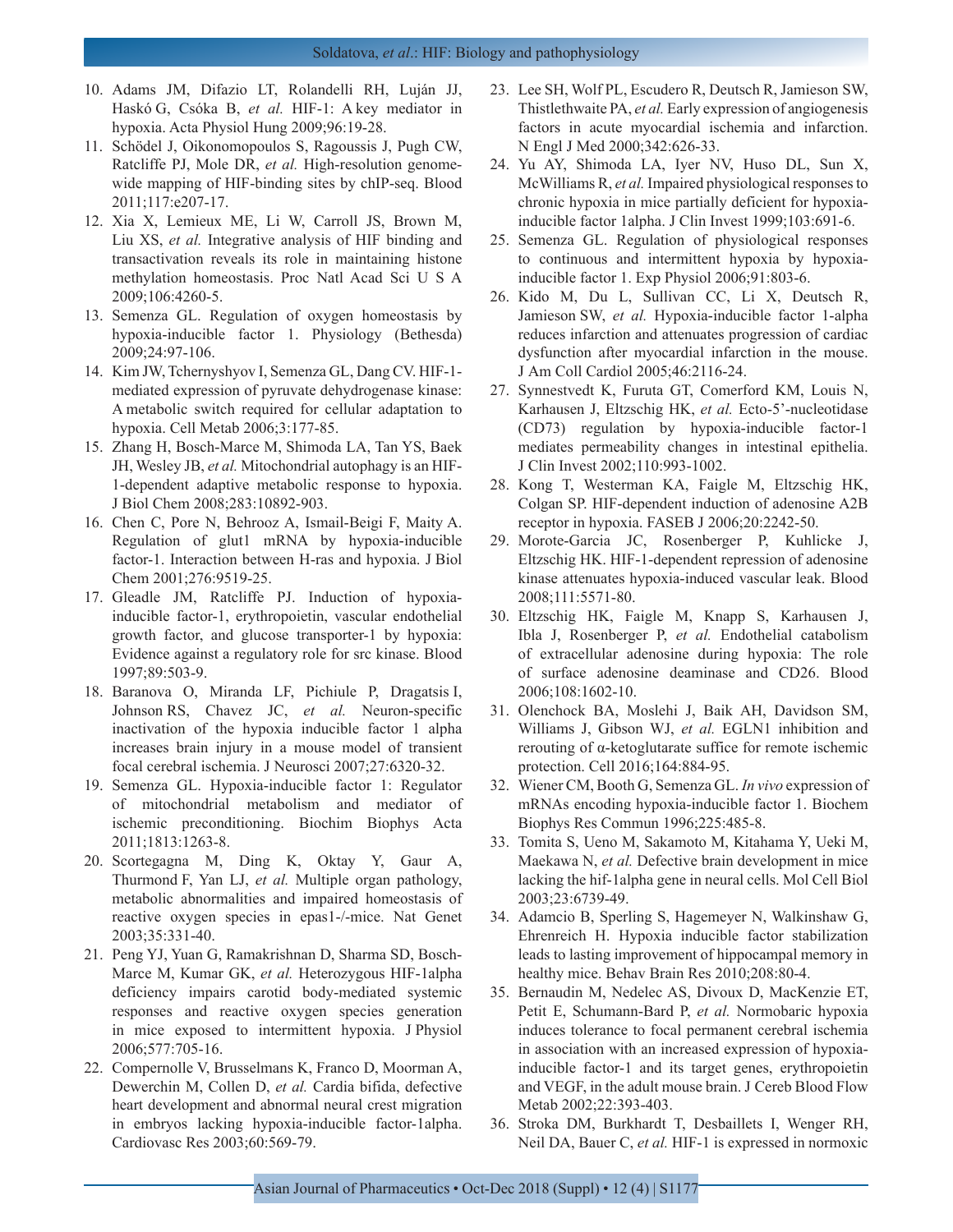10. Adams JM, Difazio LT, Rolandelli RH, Luján JJ, Haskó G, Csóka B, *et al.* HIF-1: A key mediator in hypoxia. Acta Physiol Hung 2009;96:19-28.
11. Schödel J, Oikonomopoulos S, Ragoussis J, Pugh CW, Ratcliffe PJ, Mole DR, *et al.* High-resolution genome-wide mapping of HIF-binding sites by chIP-seq. Blood 2011;117:e207-17.
12. Xia X, Lemieux ME, Li W, Carroll JS, Brown M, Liu XS, *et al.* Integrative analysis of HIF binding and transactivation reveals its role in maintaining histone methylation homeostasis. Proc Natl Acad Sci U S A 2009;106:4260-5.
13. Semenza GL. Regulation of oxygen homeostasis by hypoxia-inducible factor 1. Physiology (Bethesda) 2009;24:97-106.
14. Kim JW, Tchernyshyov I, Semenza GL, Dang CV. HIF-1-mediated expression of pyruvate dehydrogenase kinase: A metabolic switch required for cellular adaptation to hypoxia. Cell Metab 2006;3:177-85.
15. Zhang H, Bosch-Marce M, Shimoda LA, Tan YS, Baek JH, Wesley JB, *et al.* Mitochondrial autophagy is an HIF-1-dependent adaptive metabolic response to hypoxia. J Biol Chem 2008;283:10892-903.
16. Chen C, Pore N, Behrooz A, Ismail-Beigi F, Maity A. Regulation of glut1 mRNA by hypoxia-inducible factor-1. Interaction between H-ras and hypoxia. J Biol Chem 2001;276:9519-25.
17. Gleadle JM, Ratcliffe PJ. Induction of hypoxia-inducible factor-1, erythropoietin, vascular endothelial growth factor, and glucose transporter-1 by hypoxia: Evidence against a regulatory role for src kinase. Blood 1997;89:503-9.
18. Baranova O, Miranda LF, Pichiule P, Dragatsis I, Johnson RS, Chavez JC, *et al.* Neuron-specific inactivation of the hypoxia inducible factor 1 alpha increases brain injury in a mouse model of transient focal cerebral ischemia. J Neurosci 2007;27:6320-32.
19. Semenza GL. Hypoxia-inducible factor 1: Regulator of mitochondrial metabolism and mediator of ischemic preconditioning. Biochim Biophys Acta 2011;1813:1263-8.
20. Scortegagna M, Ding K, Oktay Y, Gaur A, Thurmond F, Yan LJ, *et al.* Multiple organ pathology, metabolic abnormalities and impaired homeostasis of reactive oxygen species in epas1-/-mice. Nat Genet 2003;35:331-40.
21. Peng YJ, Yuan G, Ramakrishnan D, Sharma SD, Bosch-Marce M, Kumar GK, *et al.* Heterozygous HIF-1alpha deficiency impairs carotid body-mediated systemic responses and reactive oxygen species generation in mice exposed to intermittent hypoxia. J Physiol 2006;577:705-16.
22. Compernolle V, Brusselmans K, Franco D, Moorman A, Dewerchin M, Collen D, *et al.* Cardia bifida, defective heart development and abnormal neural crest migration in embryos lacking hypoxia-inducible factor-1alpha. Cardiovasc Res 2003;60:569-79.
23. Lee SH, Wolf PL, Escudero R, Deutsch R, Jamieson SW, Thistlethwaite PA, *et al.* Early expression of angiogenesis factors in acute myocardial ischemia and infarction. N Engl J Med 2000;342:626-33.
24. Yu AY, Shimoda LA, Iyer NV, Huso DL, Sun X, McWilliams R, *et al.* Impaired physiological responses to chronic hypoxia in mice partially deficient for hypoxia-inducible factor 1alpha. J Clin Invest 1999;103:691-6.
25. Semenza GL. Regulation of physiological responses to continuous and intermittent hypoxia by hypoxia-inducible factor 1. Exp Physiol 2006;91:803-6.
26. Kido M, Du L, Sullivan CC, Li X, Deutsch R, Jamieson SW, *et al.* Hypoxia-inducible factor 1-alpha reduces infarction and attenuates progression of cardiac dysfunction after myocardial infarction in the mouse. J Am Coll Cardiol 2005;46:2116-24.
27. Synnestvedt K, Furuta GT, Comerford KM, Louis N, Karhausen J, Eltzschig HK, *et al.* Ecto-5'-nucleotidase (CD73) regulation by hypoxia-inducible factor-1 mediates permeability changes in intestinal epithelia. J Clin Invest 2002;110:993-1002.
28. Kong T, Westerman KA, Faigle M, Eltzschig HK, Colgan SP. HIF-dependent induction of adenosine A2B receptor in hypoxia. FASEB J 2006;20:2242-50.
29. Morote-Garcia JC, Rosenberger P, Kuhlicke J, Eltzschig HK. HIF-1-dependent repression of adenosine kinase attenuates hypoxia-induced vascular leak. Blood 2008;111:5571-80.
30. Eltzschig HK, Faigle M, Knapp S, Karhausen J, Ibla J, Rosenberger P, *et al.* Endothelial catabolism of extracellular adenosine during hypoxia: The role of surface adenosine deaminase and CD26. Blood 2006;108:1602-10.
31. Olenchock BA, Moslehi J, Baik AH, Davidson SM, Williams J, Gibson WJ, *et al.* EGLN1 inhibition and rerouting of α-ketoglutarate suffice for remote ischemic protection. Cell 2016;164:884-95.
32. Wiener CM, Booth G, Semenza GL. *In vivo* expression of mRNAs encoding hypoxia-inducible factor 1. Biochem Biophys Res Commun 1996;225:485-8.
33. Tomita S, Ueno M, Sakamoto M, Kitahama Y, Ueki M, Maekawa N, *et al.* Defective brain development in mice lacking the hif-1alpha gene in neural cells. Mol Cell Biol 2003;23:6739-49.
34. Adamcio B, Sperling S, Hagemeyer N, Walkinshaw G, Ehrenreich H. Hypoxia inducible factor stabilization leads to lasting improvement of hippocampal memory in healthy mice. Behav Brain Res 2010;208:80-4.
35. Bernaudin M, Nedelec AS, Divoux D, MacKenzie ET, Petit E, Schumann-Bard P, *et al.* Normobaric hypoxia induces tolerance to focal permanent cerebral ischemia in association with an increased expression of hypoxia-inducible factor-1 and its target genes, erythropoietin and VEGF, in the adult mouse brain. J Cereb Blood Flow Metab 2002;22:393-403.
36. Stroka DM, Burkhardt T, Desbaillets I, Wenger RH, Neil DA, Bauer C, *et al.* HIF-1 is expressed in normoxic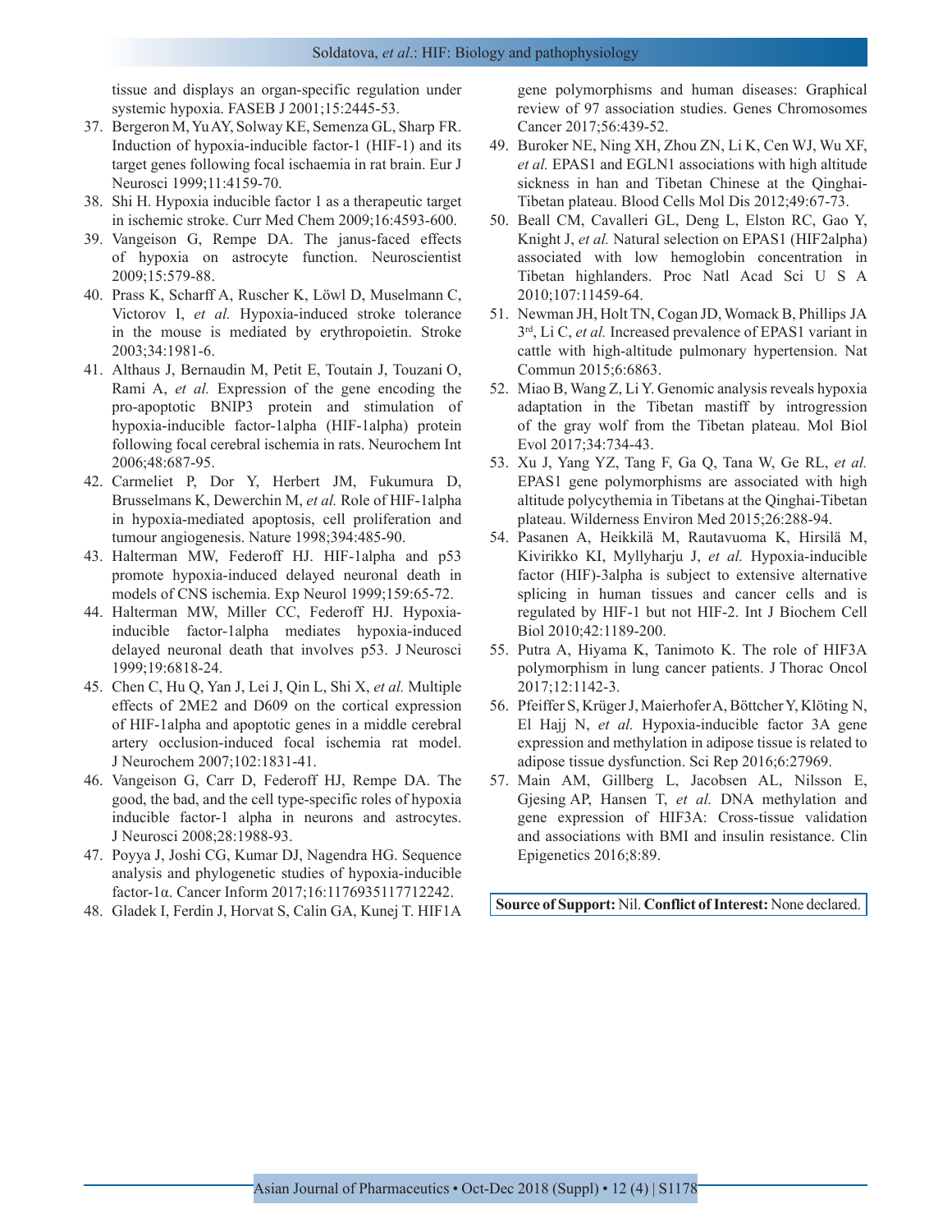tissue and displays an organ-specific regulation under systemic hypoxia. FASEB J 2001;15:2445-53.

37. Bergeron M, Yu AY, Solway KE, Semenza GL, Sharp FR. Induction of hypoxia-inducible factor-1 (HIF-1) and its target genes following focal ischaemia in rat brain. Eur J Neurosci 1999;11:4159-70.
38. Shi H. Hypoxia inducible factor 1 as a therapeutic target in ischemic stroke. Curr Med Chem 2009;16:4593-600.
39. Vangeison G, Rempe DA. The janus-faced effects of hypoxia on astrocyte function. Neuroscientist 2009;15:579-88.
40. Prass K, Scharff A, Ruscher K, Löwl D, Muselmann C, Victorov I, *et al.* Hypoxia-induced stroke tolerance in the mouse is mediated by erythropoietin. Stroke 2003;34:1981-6.
41. Althaus J, Bernaudin M, Petit E, Toutain J, Touzani O, Rami A, *et al.* Expression of the gene encoding the pro-apoptotic BNIP3 protein and stimulation of hypoxia-inducible factor-1alpha (HIF-1alpha) protein following focal cerebral ischemia in rats. Neurochem Int 2006;48:687-95.
42. Carmeliet P, Dor Y, Herbert JM, Fukumura D, Brusselmans K, Dewerchin M, *et al.* Role of HIF-1alpha in hypoxia-mediated apoptosis, cell proliferation and tumour angiogenesis. Nature 1998;394:485-90.
43. Halterman MW, Federoff HJ. HIF-1alpha and p53 promote hypoxia-induced delayed neuronal death in models of CNS ischemia. Exp Neurol 1999;159:65-72.
44. Halterman MW, Miller CC, Federoff HJ. Hypoxia-inducible factor-1alpha mediates hypoxia-induced delayed neuronal death that involves p53. J Neurosci 1999;19:6818-24.
45. Chen C, Hu Q, Yan J, Lei J, Qin L, Shi X, *et al.* Multiple effects of 2ME2 and D609 on the cortical expression of HIF-1alpha and apoptotic genes in a middle cerebral artery occlusion-induced focal ischemia rat model. J Neurochem 2007;102:1831-41.
46. Vangeison G, Carr D, Federoff HJ, Rempe DA. The good, the bad, and the cell type-specific roles of hypoxia inducible factor-1 alpha in neurons and astrocytes. J Neurosci 2008;28:1988-93.
47. Poyya J, Joshi CG, Kumar DJ, Nagendra HG. Sequence analysis and phylogenetic studies of hypoxia-inducible factor-1α. Cancer Inform 2017;16:1176935117712242.
48. Gladek I, Ferdin J, Horvat S, Calin GA, Kunej T. HIF1A gene polymorphisms and human diseases: Graphical review of 97 association studies. Genes Chromosomes Cancer 2017;56:439-52.
49. Buroker NE, Ning XH, Zhou ZN, Li K, Cen WJ, Wu XF, *et al.* EPAS1 and EGLN1 associations with high altitude sickness in han and Tibetan Chinese at the Qinghai-Tibetan plateau. Blood Cells Mol Dis 2012;49:67-73.
50. Beall CM, Cavalleri GL, Deng L, Elston RC, Gao Y, Knight J, *et al.* Natural selection on EPAS1 (HIF2alpha) associated with low hemoglobin concentration in Tibetan highlanders. Proc Natl Acad Sci U S A 2010;107:11459-64.
51. Newman JH, Holt TN, Cogan JD, Womack B, Phillips JA 3rd, Li C, *et al.* Increased prevalence of EPAS1 variant in cattle with high-altitude pulmonary hypertension. Nat Commun 2015;6:6863.
52. Miao B, Wang Z, Li Y. Genomic analysis reveals hypoxia adaptation in the Tibetan mastiff by introgression of the gray wolf from the Tibetan plateau. Mol Biol Evol 2017;34:734-43.
53. Xu J, Yang YZ, Tang F, Ga Q, Tana W, Ge RL, *et al.* EPAS1 gene polymorphisms are associated with high altitude polycythemia in Tibetans at the Qinghai-Tibetan plateau. Wilderness Environ Med 2015;26:288-94.
54. Pasanen A, Heikkilä M, Rautavuoma K, Hirsilä M, Kivirikko KI, Myllyharju J, *et al.* Hypoxia-inducible factor (HIF)-3alpha is subject to extensive alternative splicing in human tissues and cancer cells and is regulated by HIF-1 but not HIF-2. Int J Biochem Cell Biol 2010;42:1189-200.
55. Putra A, Hiyama K, Tanimoto K. The role of HIF3A polymorphism in lung cancer patients. J Thorac Oncol 2017;12:1142-3.
56. Pfeiffer S, Krüger J, Maierhofer A, Böttcher Y, Klöting N, El Hajj N, *et al.* Hypoxia-inducible factor 3A gene expression and methylation in adipose tissue is related to adipose tissue dysfunction. Sci Rep 2016;6:27969.
57. Main AM, Gillberg L, Jacobsen AL, Nilsson E, Gjesing AP, Hansen T, *et al.* DNA methylation and gene expression of HIF3A: Cross-tissue validation and associations with BMI and insulin resistance. Clin Epigenetics 2016;8:89.

**Source of Support:** Nil. **Conflict of Interest:** None declared.